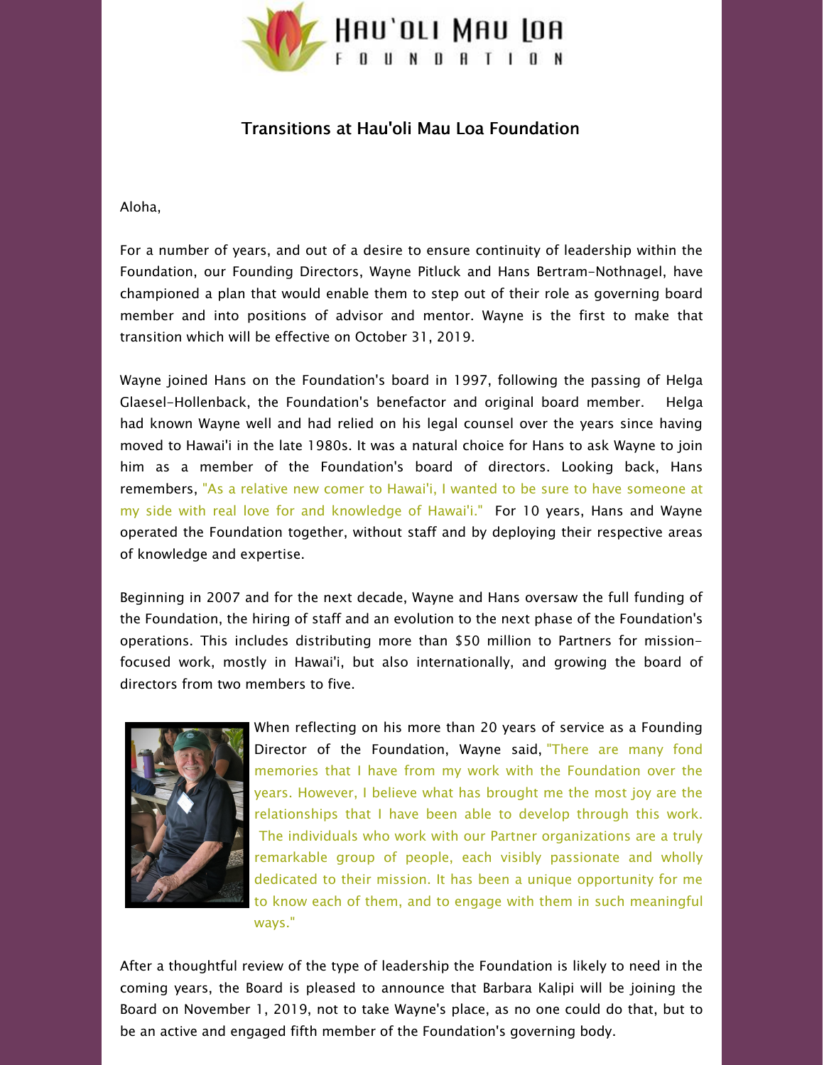# Transitions at Hau'oli Mau Loa Foundation

Aloha,

For a number of years, and out of a desire to ensure continuity of leadership within the Foundation, our Founding Directors, Wayne Pitluck and Hans Bertram-Nothnagel, have championed a plan that would enable them to step out of their role as governing board member and into positions of advisor and mentor. Wayne is the first to make that transition which will be effective on October 31, 2019.

Wayne joined Hans on the Foundation's board in 1997, following the passing of Helga Glaesel-Hollenback, the Foundation's benefactor and original board member. Helga had known Wayne well and had relied on his legal counsel over the years since having moved to Hawai'i in the late 1980s. It was a natural choice for Hans to ask Wayne to join him as a member of the Foundation's board of directors. Looking back, Hans remembers, "As a relative new comer to Hawai'i, I wanted to be sure to have someone at my side with real love for and knowledge of Hawai'i." For 10 years, Hans and Wayne operated the Foundation together, without staff and by deploying their respective areas of knowledge and expertise.

Beginning in 2007 and for the next decade, Wayne and Hans oversaw the full funding of the Foundation, the hiring of staff and an evolution to the next phase of the Foundation's operations. This includes distributing more than $50 million to Partners for mission-focused work, mostly in Hawai'i, but also internationally, and growing the board of directors from two members to five.

When reflecting on his more than 20 years of service as a Founding Director of the Foundation, Wayne said, "There are many fond memories that I have from my work with the Foundation over the years. However, I believe what has brought me the most joy are the relationships that I have been able to develop through this work. The individuals who work with our Partner organizations are a truly remarkable group of people, each visibly passionate and wholly dedicated to their mission. It has been a unique opportunity for me to know each of them, and to engage with them in such meaningful ways."

After a thoughtful review of the type of leadership the Foundation is likely to need in the coming years, the Board is pleased to announce that Barbara Kalipi will be joining the Board on November 1, 2019, not to take Wayne's place, as no one could do that, but to be an active and engaged fifth member of the Foundation's governing body.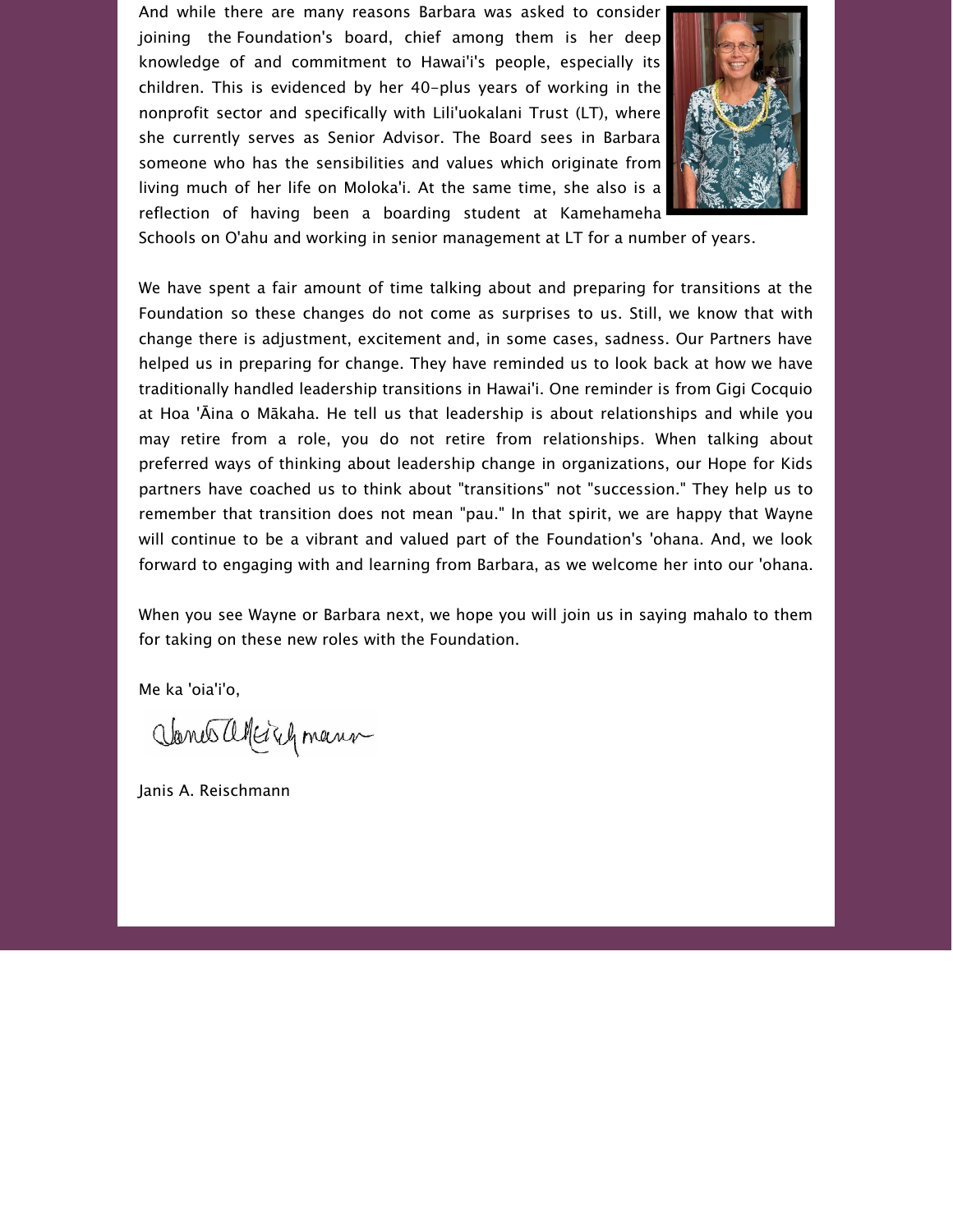And while there are many reasons Barbara was asked to consider joining the Foundation's board, chief among them is her deep knowledge of and commitment to Hawai'i's people, especially its children. This is evidenced by her 40-plus years of working in the nonprofit sector and specifically with Lili'uokalani Trust (LT), where she currently serves as Senior Advisor. The Board sees in Barbara someone who has the sensibilities and values which originate from living much of her life on Moloka'i. At the same time, she also is a reflection of having been a boarding student at Kamehameha Schools on O'ahu and working in senior management at LT for a number of years.

We have spent a fair amount of time talking about and preparing for transitions at the Foundation so these changes do not come as surprises to us. Still, we know that with change there is adjustment, excitement and, in some cases, sadness. Our Partners have helped us in preparing for change. They have reminded us to look back at how we have traditionally handled leadership transitions in Hawai'i. One reminder is from Gigi Cocquio at Hoa 'Āina o Mākaha. He tell us that leadership is about relationships and while you may retire from a role, you do not retire from relationships. When talking about preferred ways of thinking about leadership change in organizations, our Hope for Kids partners have coached us to think about "transitions" not "succession." They help us to remember that transition does not mean "pau." In that spirit, we are happy that Wayne will continue to be a vibrant and valued part of the Foundation's 'ohana. And, we look forward to engaging with and learning from Barbara, as we welcome her into our 'ohana.

When you see Wayne or Barbara next, we hope you will join us in saying mahalo to them for taking on these new roles with the Foundation.

Me ka 'oia'i'o,

Janis A. Reischmann